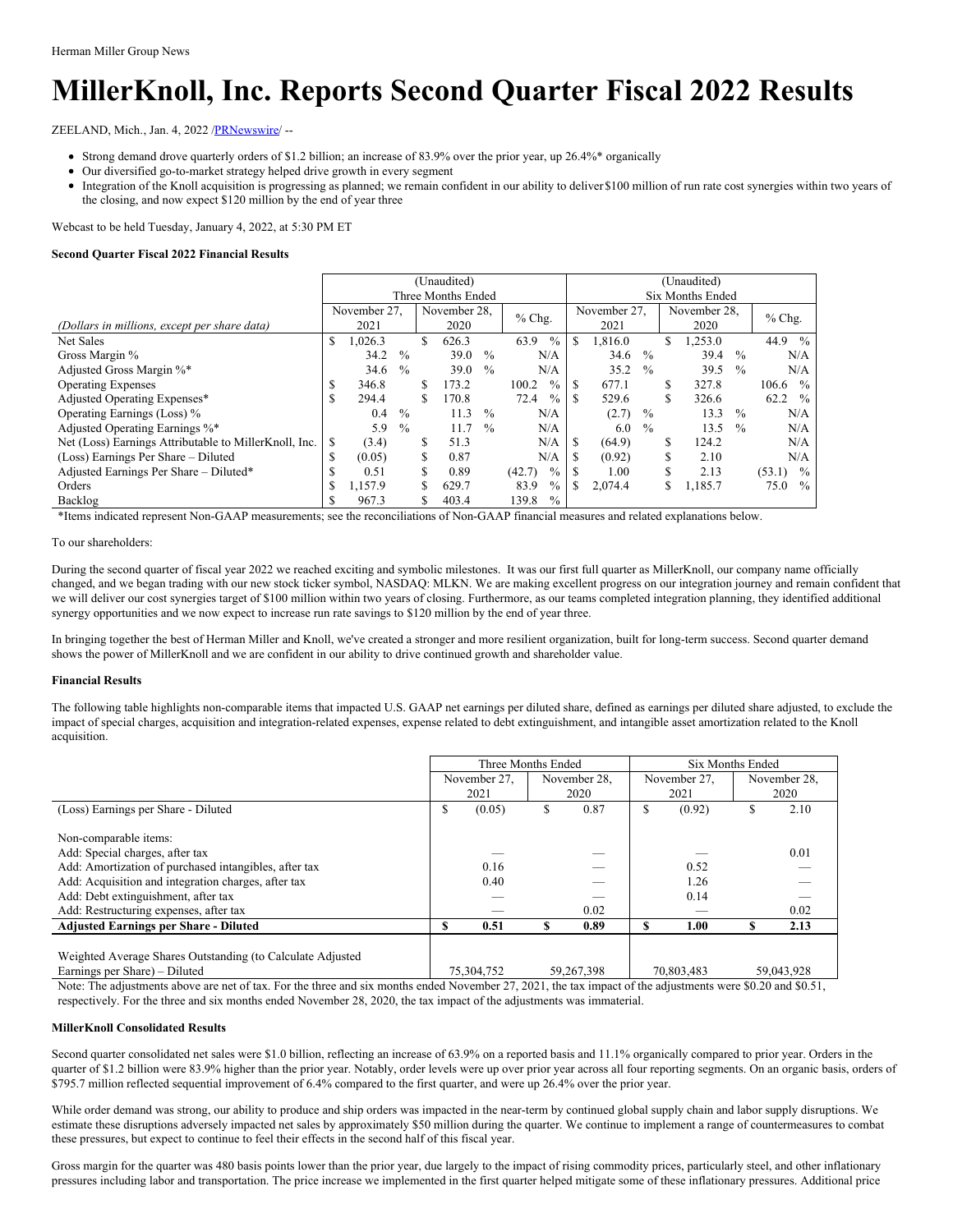Herman Miller Group News

# MillerKnoll, Inc. Reports Second Quarter Fiscal 2022 Results

ZEELAND, Mich., Jan. 4, 2022 /PRNewswire/ --

- Strong demand drove quarterly orders of $1.2 billion; an increase of 83.9% over the prior year, up 26.4%* organically
- Our diversified go-to-market strategy helped drive growth in every segment
- Integration of the Knoll acquisition is progressing as planned; we remain confident in our ability to deliver $100 million of run rate cost synergies within two years of the closing, and now expect $120 million by the end of year three

Webcast to be held Tuesday, January 4, 2022, at 5:30 PM ET

**Second Quarter Fiscal 2022 Financial Results**

| | (Unaudited) Three Months Ended | | | (Unaudited) Six Months Ended | | |
|---|---|---|---|---|---|---|
| *(Dollars in millions, except per share data)* | November 27, 2021 | November 28, 2020 | % Chg. | November 27, 2021 | November 28, 2020 | % Chg. |
| Net Sales | $ 1,026.3 | $ 626.3 | 63.9 % | $ 1,816.0 | $ 1,253.0 | 44.9 % |
| Gross Margin % | 34.2 % | 39.0 % | N/A | 34.6 % | 39.4 % | N/A |
| Adjusted Gross Margin %* | 34.6 % | 39.0 % | N/A | 35.2 % | 39.5 % | N/A |
| Operating Expenses | $ 346.8 | $ 173.2 | 100.2 % | $ 677.1 | $ 327.8 | 106.6 % |
| Adjusted Operating Expenses* | $ 294.4 | $ 170.8 | 72.4 % | $ 529.6 | $ 326.6 | 62.2 % |
| Operating Earnings (Loss) % | 0.4 % | 11.3 % | N/A | (2.7) % | 13.3 % | N/A |
| Adjusted Operating Earnings %* | 5.9 % | 11.7 % | N/A | 6.0 % | 13.5 % | N/A |
| Net (Loss) Earnings Attributable to MillerKnoll, Inc. | $ (3.4) | $ 51.3 | N/A | $ (64.9) | $ 124.2 | N/A |
| (Loss) Earnings Per Share – Diluted | $ (0.05) | $ 0.87 | N/A | $ (0.92) | $ 2.10 | N/A |
| Adjusted Earnings Per Share – Diluted* | $ 0.51 | $ 0.89 | (42.7) % | $ 1.00 | $ 2.13 | (53.1) % |
| Orders | $ 1,157.9 | $ 629.7 | 83.9 % | $ 2,074.4 | $ 1,185.7 | 75.0 % |
| Backlog | $ 967.3 | $ 403.4 | 139.8 % | | | |

*Items indicated represent Non-GAAP measurements; see the reconciliations of Non-GAAP financial measures and related explanations below.

To our shareholders:

During the second quarter of fiscal year 2022 we reached exciting and symbolic milestones. It was our first full quarter as MillerKnoll, our company name officially changed, and we began trading with our new stock ticker symbol, NASDAQ: MLKN. We are making excellent progress on our integration journey and remain confident that we will deliver our cost synergies target of $100 million within two years of closing. Furthermore, as our teams completed integration planning, they identified additional synergy opportunities and we now expect to increase run rate savings to $120 million by the end of year three.

In bringing together the best of Herman Miller and Knoll, we've created a stronger and more resilient organization, built for long-term success. Second quarter demand shows the power of MillerKnoll and we are confident in our ability to drive continued growth and shareholder value.

**Financial Results**

The following table highlights non-comparable items that impacted U.S. GAAP net earnings per diluted share, defined as earnings per diluted share adjusted, to exclude the impact of special charges, acquisition and integration-related expenses, expense related to debt extinguishment, and intangible asset amortization related to the Knoll acquisition.

| | Three Months Ended | | Six Months Ended | |
|---|---|---|---|---|
| | November 27, 2021 | November 28, 2020 | November 27, 2021 | November 28, 2020 |
| (Loss) Earnings per Share - Diluted | $ (0.05) | $ 0.87 | $ (0.92) | $ 2.10 |
| Non-comparable items: | | | | |
| Add: Special charges, after tax | — | — | — | 0.01 |
| Add: Amortization of purchased intangibles, after tax | 0.16 | — | 0.52 | — |
| Add: Acquisition and integration charges, after tax | 0.40 | — | 1.26 | — |
| Add: Debt extinguishment, after tax | — | — | 0.14 | — |
| Add: Restructuring expenses, after tax | — | 0.02 | — | 0.02 |
| **Adjusted Earnings per Share - Diluted** | **$ 0.51** | **$ 0.89** | **$ 1.00** | **$ 2.13** |
| Weighted Average Shares Outstanding (to Calculate Adjusted Earnings per Share) – Diluted | 75,304,752 | 59,267,398 | 70,803,483 | 59,043,928 |

Note: The adjustments above are net of tax. For the three and six months ended November 27, 2021, the tax impact of the adjustments were $0.20 and $0.51, respectively. For the three and six months ended November 28, 2020, the tax impact of the adjustments was immaterial.

**MillerKnoll Consolidated Results**

Second quarter consolidated net sales were $1.0 billion, reflecting an increase of 63.9% on a reported basis and 11.1% organically compared to prior year. Orders in the quarter of $1.2 billion were 83.9% higher than the prior year. Notably, order levels were up over prior year across all four reporting segments. On an organic basis, orders of $795.7 million reflected sequential improvement of 6.4% compared to the first quarter, and were up 26.4% over the prior year.

While order demand was strong, our ability to produce and ship orders was impacted in the near-term by continued global supply chain and labor supply disruptions. We estimate these disruptions adversely impacted net sales by approximately $50 million during the quarter. We continue to implement a range of countermeasures to combat these pressures, but expect to continue to feel their effects in the second half of this fiscal year.

Gross margin for the quarter was 480 basis points lower than the prior year, due largely to the impact of rising commodity prices, particularly steel, and other inflationary pressures including labor and transportation. The price increase we implemented in the first quarter helped mitigate some of these inflationary pressures. Additional price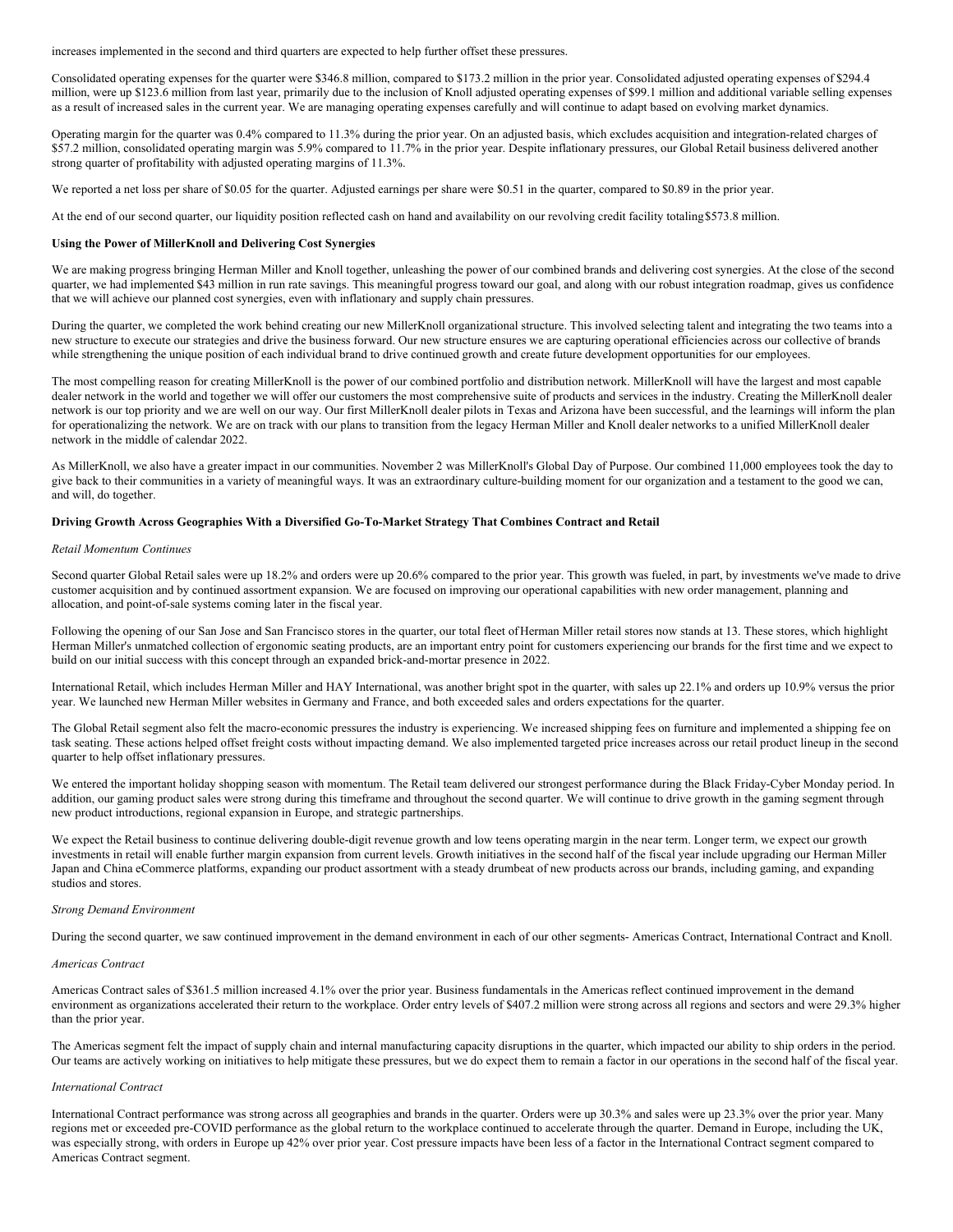increases implemented in the second and third quarters are expected to help further offset these pressures.

Consolidated operating expenses for the quarter were $346.8 million, compared to $173.2 million in the prior year. Consolidated adjusted operating expenses of $294.4 million, were up $123.6 million from last year, primarily due to the inclusion of Knoll adjusted operating expenses of $99.1 million and additional variable selling expenses as a result of increased sales in the current year. We are managing operating expenses carefully and will continue to adapt based on evolving market dynamics.

Operating margin for the quarter was 0.4% compared to 11.3% during the prior year. On an adjusted basis, which excludes acquisition and integration-related charges of $57.2 million, consolidated operating margin was 5.9% compared to 11.7% in the prior year. Despite inflationary pressures, our Global Retail business delivered another strong quarter of profitability with adjusted operating margins of 11.3%.

We reported a net loss per share of $0.05 for the quarter. Adjusted earnings per share were $0.51 in the quarter, compared to $0.89 in the prior year.

At the end of our second quarter, our liquidity position reflected cash on hand and availability on our revolving credit facility totaling $573.8 million.

**Using the Power of MillerKnoll and Delivering Cost Synergies**

We are making progress bringing Herman Miller and Knoll together, unleashing the power of our combined brands and delivering cost synergies. At the close of the second quarter, we had implemented $43 million in run rate savings. This meaningful progress toward our goal, and along with our robust integration roadmap, gives us confidence that we will achieve our planned cost synergies, even with inflationary and supply chain pressures.

During the quarter, we completed the work behind creating our new MillerKnoll organizational structure. This involved selecting talent and integrating the two teams into a new structure to execute our strategies and drive the business forward. Our new structure ensures we are capturing operational efficiencies across our collective of brands while strengthening the unique position of each individual brand to drive continued growth and create future development opportunities for our employees.

The most compelling reason for creating MillerKnoll is the power of our combined portfolio and distribution network. MillerKnoll will have the largest and most capable dealer network in the world and together we will offer our customers the most comprehensive suite of products and services in the industry. Creating the MillerKnoll dealer network is our top priority and we are well on our way. Our first MillerKnoll dealer pilots in Texas and Arizona have been successful, and the learnings will inform the plan for operationalizing the network. We are on track with our plans to transition from the legacy Herman Miller and Knoll dealer networks to a unified MillerKnoll dealer network in the middle of calendar 2022.

As MillerKnoll, we also have a greater impact in our communities. November 2 was MillerKnoll's Global Day of Purpose. Our combined 11,000 employees took the day to give back to their communities in a variety of meaningful ways. It was an extraordinary culture-building moment for our organization and a testament to the good we can, and will, do together.

**Driving Growth Across Geographies With a Diversified Go-To-Market Strategy That Combines Contract and Retail**

*Retail Momentum Continues*

Second quarter Global Retail sales were up 18.2% and orders were up 20.6% compared to the prior year. This growth was fueled, in part, by investments we've made to drive customer acquisition and by continued assortment expansion. We are focused on improving our operational capabilities with new order management, planning and allocation, and point-of-sale systems coming later in the fiscal year.

Following the opening of our San Jose and San Francisco stores in the quarter, our total fleet of Herman Miller retail stores now stands at 13. These stores, which highlight Herman Miller's unmatched collection of ergonomic seating products, are an important entry point for customers experiencing our brands for the first time and we expect to build on our initial success with this concept through an expanded brick-and-mortar presence in 2022.

International Retail, which includes Herman Miller and HAY International, was another bright spot in the quarter, with sales up 22.1% and orders up 10.9% versus the prior year. We launched new Herman Miller websites in Germany and France, and both exceeded sales and orders expectations for the quarter.

The Global Retail segment also felt the macro-economic pressures the industry is experiencing. We increased shipping fees on furniture and implemented a shipping fee on task seating. These actions helped offset freight costs without impacting demand. We also implemented targeted price increases across our retail product lineup in the second quarter to help offset inflationary pressures.

We entered the important holiday shopping season with momentum. The Retail team delivered our strongest performance during the Black Friday-Cyber Monday period. In addition, our gaming product sales were strong during this timeframe and throughout the second quarter. We will continue to drive growth in the gaming segment through new product introductions, regional expansion in Europe, and strategic partnerships.

We expect the Retail business to continue delivering double-digit revenue growth and low teens operating margin in the near term. Longer term, we expect our growth investments in retail will enable further margin expansion from current levels. Growth initiatives in the second half of the fiscal year include upgrading our Herman Miller Japan and China eCommerce platforms, expanding our product assortment with a steady drumbeat of new products across our brands, including gaming, and expanding studios and stores.

*Strong Demand Environment*

During the second quarter, we saw continued improvement in the demand environment in each of our other segments- Americas Contract, International Contract and Knoll.

*Americas Contract*

Americas Contract sales of $361.5 million increased 4.1% over the prior year. Business fundamentals in the Americas reflect continued improvement in the demand environment as organizations accelerated their return to the workplace. Order entry levels of $407.2 million were strong across all regions and sectors and were 29.3% higher than the prior year.

The Americas segment felt the impact of supply chain and internal manufacturing capacity disruptions in the quarter, which impacted our ability to ship orders in the period. Our teams are actively working on initiatives to help mitigate these pressures, but we do expect them to remain a factor in our operations in the second half of the fiscal year.

*International Contract*

International Contract performance was strong across all geographies and brands in the quarter. Orders were up 30.3% and sales were up 23.3% over the prior year. Many regions met or exceeded pre-COVID performance as the global return to the workplace continued to accelerate through the quarter. Demand in Europe, including the UK, was especially strong, with orders in Europe up 42% over prior year. Cost pressure impacts have been less of a factor in the International Contract segment compared to Americas Contract segment.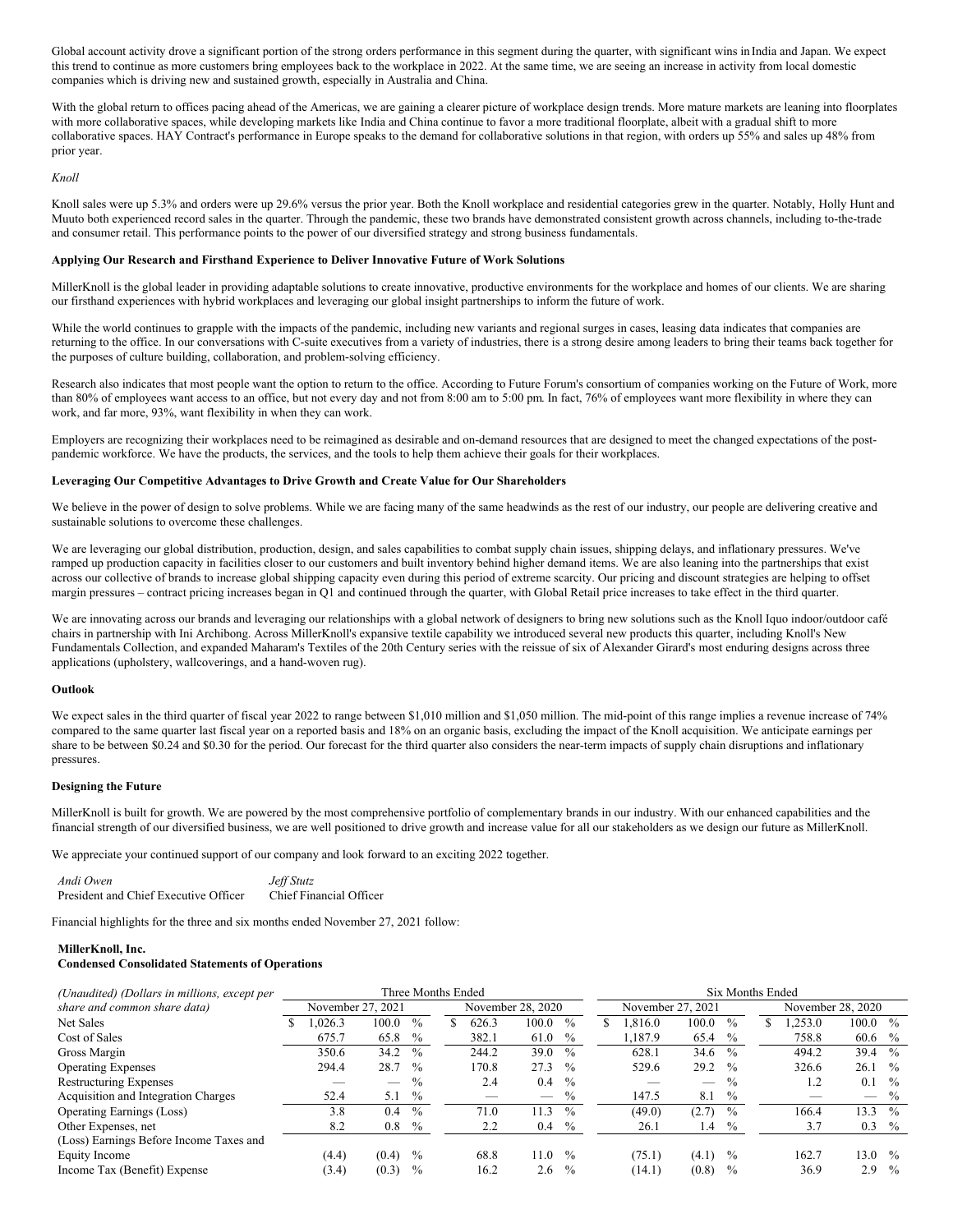Global account activity drove a significant portion of the strong orders performance in this segment during the quarter, with significant wins in India and Japan. We expect this trend to continue as more customers bring employees back to the workplace in 2022. At the same time, we are seeing an increase in activity from local domestic companies which is driving new and sustained growth, especially in Australia and China.

With the global return to offices pacing ahead of the Americas, we are gaining a clearer picture of workplace design trends. More mature markets are leaning into floorplates with more collaborative spaces, while developing markets like India and China continue to favor a more traditional floorplate, albeit with a gradual shift to more collaborative spaces. HAY Contract's performance in Europe speaks to the demand for collaborative solutions in that region, with orders up 55% and sales up 48% from prior year.

*Knoll*

Knoll sales were up 5.3% and orders were up 29.6% versus the prior year. Both the Knoll workplace and residential categories grew in the quarter. Notably, Holly Hunt and Muuto both experienced record sales in the quarter. Through the pandemic, these two brands have demonstrated consistent growth across channels, including to-the-trade and consumer retail. This performance points to the power of our diversified strategy and strong business fundamentals.

**Applying Our Research and Firsthand Experience to Deliver Innovative Future of Work Solutions**

MillerKnoll is the global leader in providing adaptable solutions to create innovative, productive environments for the workplace and homes of our clients. We are sharing our firsthand experiences with hybrid workplaces and leveraging our global insight partnerships to inform the future of work.

While the world continues to grapple with the impacts of the pandemic, including new variants and regional surges in cases, leasing data indicates that companies are returning to the office. In our conversations with C-suite executives from a variety of industries, there is a strong desire among leaders to bring their teams back together for the purposes of culture building, collaboration, and problem-solving efficiency.

Research also indicates that most people want the option to return to the office. According to Future Forum's consortium of companies working on the Future of Work, more than 80% of employees want access to an office, but not every day and not from 8:00 am to 5:00 pm. In fact, 76% of employees want more flexibility in where they can work, and far more, 93%, want flexibility in when they can work.

Employers are recognizing their workplaces need to be reimagined as desirable and on-demand resources that are designed to meet the changed expectations of the post-pandemic workforce. We have the products, the services, and the tools to help them achieve their goals for their workplaces.

**Leveraging Our Competitive Advantages to Drive Growth and Create Value for Our Shareholders**

We believe in the power of design to solve problems. While we are facing many of the same headwinds as the rest of our industry, our people are delivering creative and sustainable solutions to overcome these challenges.

We are leveraging our global distribution, production, design, and sales capabilities to combat supply chain issues, shipping delays, and inflationary pressures. We've ramped up production capacity in facilities closer to our customers and built inventory behind higher demand items. We are also leaning into the partnerships that exist across our collective of brands to increase global shipping capacity even during this period of extreme scarcity. Our pricing and discount strategies are helping to offset margin pressures – contract pricing increases began in Q1 and continued through the quarter, with Global Retail price increases to take effect in the third quarter.

We are innovating across our brands and leveraging our relationships with a global network of designers to bring new solutions such as the Knoll Iquo indoor/outdoor café chairs in partnership with Ini Archibong. Across MillerKnoll's expansive textile capability we introduced several new products this quarter, including Knoll's New Fundamentals Collection, and expanded Maharam's Textiles of the 20th Century series with the reissue of six of Alexander Girard's most enduring designs across three applications (upholstery, wallcoverings, and a hand-woven rug).

**Outlook**

We expect sales in the third quarter of fiscal year 2022 to range between $1,010 million and $1,050 million. The mid-point of this range implies a revenue increase of 74% compared to the same quarter last fiscal year on a reported basis and 18% on an organic basis, excluding the impact of the Knoll acquisition. We anticipate earnings per share to be between $0.24 and $0.30 for the period. Our forecast for the third quarter also considers the near-term impacts of supply chain disruptions and inflationary pressures.

**Designing the Future**

MillerKnoll is built for growth. We are powered by the most comprehensive portfolio of complementary brands in our industry. With our enhanced capabilities and the financial strength of our diversified business, we are well positioned to drive growth and increase value for all our stakeholders as we design our future as MillerKnoll.

We appreciate your continued support of our company and look forward to an exciting 2022 together.

| *Andi Owen* | *Jeff Stutz* |
|---|---|
| President and Chief Executive Officer | Chief Financial Officer |

Financial highlights for the three and six months ended November 27, 2021 follow:

**MillerKnoll, Inc.**
**Condensed Consolidated Statements of Operations**

| *(Unaudited) (Dollars in millions, except per share and common share data)* | Three Months Ended | | | | Six Months Ended | | | |
|---|---|---|---|---|---|---|---|---|
| | November 27, 2021 | | November 28, 2020 | | November 27, 2021 | | November 28, 2020 | |
| Net Sales | $ 1,026.3 | 100.0 % | $ 626.3 | 100.0 % | $ 1,816.0 | 100.0 % | $ 1,253.0 | 100.0 % |
| Cost of Sales | 675.7 | 65.8 % | 382.1 | 61.0 % | 1,187.9 | 65.4 % | 758.8 | 60.6 % |
| Gross Margin | 350.6 | 34.2 % | 244.2 | 39.0 % | 628.1 | 34.6 % | 494.2 | 39.4 % |
| Operating Expenses | 294.4 | 28.7 % | 170.8 | 27.3 % | 529.6 | 29.2 % | 326.6 | 26.1 % |
| Restructuring Expenses | — | — % | 2.4 | 0.4 % | — | — % | 1.2 | 0.1 % |
| Acquisition and Integration Charges | 52.4 | 5.1 % | — | — % | 147.5 | 8.1 % | — | — % |
| Operating Earnings (Loss) | 3.8 | 0.4 % | 71.0 | 11.3 % | (49.0) | (2.7) % | 166.4 | 13.3 % |
| Other Expenses, net | 8.2 | 0.8 % | 2.2 | 0.4 % | 26.1 | 1.4 % | 3.7 | 0.3 % |
| (Loss) Earnings Before Income Taxes and Equity Income | (4.4) | (0.4) % | 68.8 | 11.0 % | (75.1) | (4.1) % | 162.7 | 13.0 % |
| Income Tax (Benefit) Expense | (3.4) | (0.3) % | 16.2 | 2.6 % | (14.1) | (0.8) % | 36.9 | 2.9 % |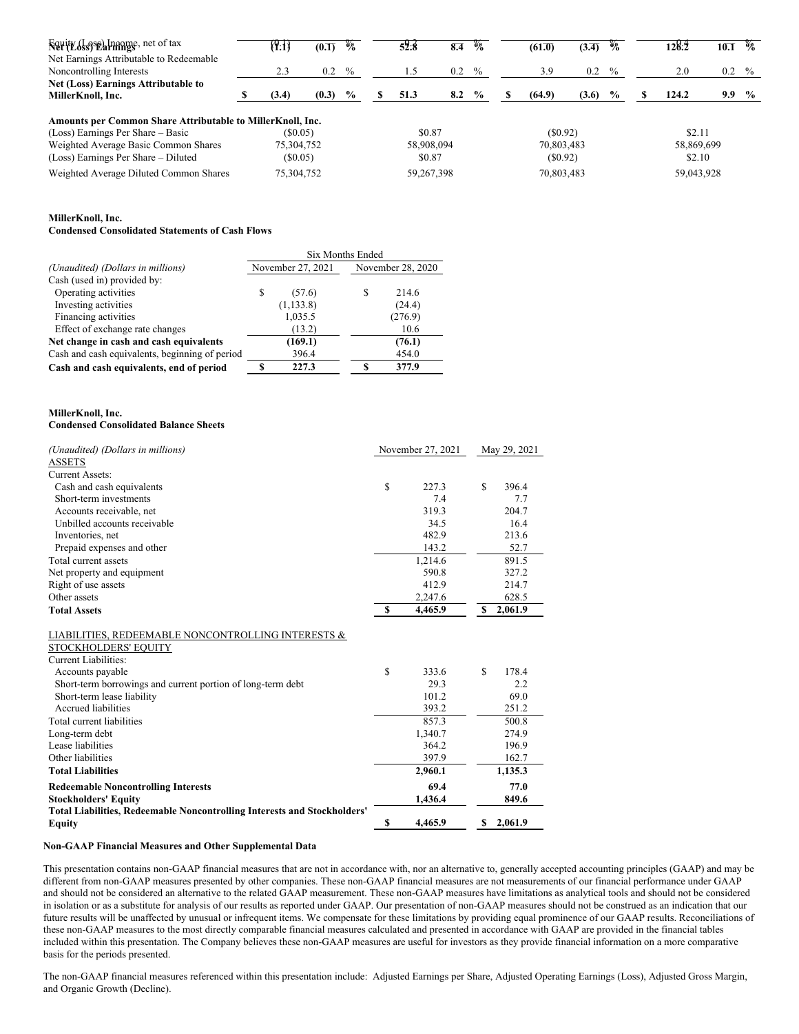| | | | | | | | | | | | | |
|---|---|---|---|---|---|---|---|---|---|---|---|---|
| Equity (Loss) Income, net of tax | | (0.1) | | % | | 0.3 | | % | | | | |
| **Net (Loss) Earnings** | | **(1.1)** | **(0.1)** | **%** | | **52.8** | **8.4** | **%** | **(61.0)** | **(3.4)** | **%** | **126.2** / **10.1** **%** |
| Net Earnings Attributable to Redeemable Noncontrolling Interests | | 2.3 | 0.2 | % | | 1.5 | 0.2 | % | 3.9 | 0.2 | % | 2.0 / 0.2 % |
| **Net (Loss) Earnings Attributable to MillerKnoll, Inc.** | **$** | **(3.4)** | **(0.3)** | **%** | **$** | **51.3** | **8.2** | **%** | **$ (64.9)** | **(3.6)** | **%** | **$ 124.2** / **9.9** **%** |

| | | | | |
|---|---|---|---|---|
| **Amounts per Common Share Attributable to MillerKnoll, Inc.** | | | | |
| (Loss) Earnings Per Share – Basic | ($0.05) | $0.87 | ($0.92) | $2.11 |
| Weighted Average Basic Common Shares | 75,304,752 | 58,908,094 | 70,803,483 | 58,869,699 |
| (Loss) Earnings Per Share – Diluted | ($0.05) | $0.87 | ($0.92) | $2.10 |
| Weighted Average Diluted Common Shares | 75,304,752 | 59,267,398 | 70,803,483 | 59,043,928 |

**MillerKnoll, Inc.**
**Condensed Consolidated Statements of Cash Flows**

| | Six Months Ended | |
|---|---|---|
| *(Unaudited) (Dollars in millions)* | November 27, 2021 | November 28, 2020 |
| Cash (used in) provided by: | | |
| Operating activities | $ (57.6) | $ 214.6 |
| Investing activities | (1,133.8) | (24.4) |
| Financing activities | 1,035.5 | (276.9) |
| Effect of exchange rate changes | (13.2) | 10.6 |
| **Net change in cash and cash equivalents** | **(169.1)** | **(76.1)** |
| Cash and cash equivalents, beginning of period | 396.4 | 454.0 |
| **Cash and cash equivalents, end of period** | **$ 227.3** | **$ 377.9** |

**MillerKnoll, Inc.**
**Condensed Consolidated Balance Sheets**

| *(Unaudited) (Dollars in millions)* | November 27, 2021 | May 29, 2021 |
|---|---|---|
| ASSETS | | |
| Current Assets: | | |
| Cash and cash equivalents | $ 227.3 | $ 396.4 |
| Short-term investments | 7.4 | 7.7 |
| Accounts receivable, net | 319.3 | 204.7 |
| Unbilled accounts receivable | 34.5 | 16.4 |
| Inventories, net | 482.9 | 213.6 |
| Prepaid expenses and other | 143.2 | 52.7 |
| Total current assets | 1,214.6 | 891.5 |
| Net property and equipment | 590.8 | 327.2 |
| Right of use assets | 412.9 | 214.7 |
| Other assets | 2,247.6 | 628.5 |
| **Total Assets** | **$ 4,465.9** | **$ 2,061.9** |
| | | |
| LIABILITIES, REDEEMABLE NONCONTROLLING INTERESTS & STOCKHOLDERS' EQUITY | | |
| Current Liabilities: | | |
| Accounts payable | $ 333.6 | $ 178.4 |
| Short-term borrowings and current portion of long-term debt | 29.3 | 2.2 |
| Short-term lease liability | 101.2 | 69.0 |
| Accrued liabilities | 393.2 | 251.2 |
| Total current liabilities | 857.3 | 500.8 |
| Long-term debt | 1,340.7 | 274.9 |
| Lease liabilities | 364.2 | 196.9 |
| Other liabilities | 397.9 | 162.7 |
| **Total Liabilities** | **2,960.1** | **1,135.3** |
| **Redeemable Noncontrolling Interests** | **69.4** | **77.0** |
| **Stockholders' Equity** | **1,436.4** | **849.6** |
| **Total Liabilities, Redeemable Noncontrolling Interests and Stockholders' Equity** | **$ 4,465.9** | **$ 2,061.9** |

**Non-GAAP Financial Measures and Other Supplemental Data**

This presentation contains non-GAAP financial measures that are not in accordance with, nor an alternative to, generally accepted accounting principles (GAAP) and may be different from non-GAAP measures presented by other companies. These non-GAAP financial measures are not measurements of our financial performance under GAAP and should not be considered an alternative to the related GAAP measurement. These non-GAAP measures have limitations as analytical tools and should not be considered in isolation or as a substitute for analysis of our results as reported under GAAP. Our presentation of non-GAAP measures should not be construed as an indication that our future results will be unaffected by unusual or infrequent items. We compensate for these limitations by providing equal prominence of our GAAP results. Reconciliations of these non-GAAP measures to the most directly comparable financial measures calculated and presented in accordance with GAAP are provided in the financial tables included within this presentation. The Company believes these non-GAAP measures are useful for investors as they provide financial information on a more comparative basis for the periods presented.

The non-GAAP financial measures referenced within this presentation include: Adjusted Earnings per Share, Adjusted Operating Earnings (Loss), Adjusted Gross Margin, and Organic Growth (Decline).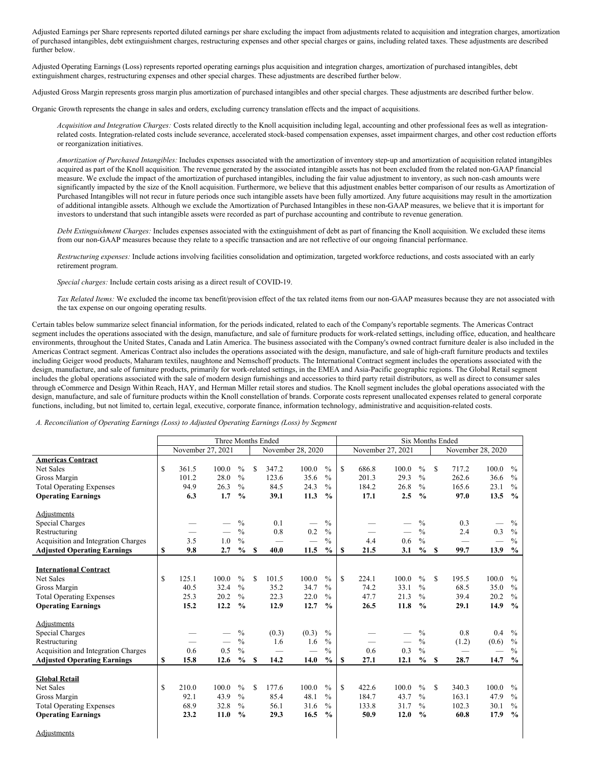Adjusted Earnings per Share represents reported diluted earnings per share excluding the impact from adjustments related to acquisition and integration charges, amortization of purchased intangibles, debt extinguishment charges, restructuring expenses and other special charges or gains, including related taxes. These adjustments are described further below.

Adjusted Operating Earnings (Loss) represents reported operating earnings plus acquisition and integration charges, amortization of purchased intangibles, debt extinguishment charges, restructuring expenses and other special charges. These adjustments are described further below.

Adjusted Gross Margin represents gross margin plus amortization of purchased intangibles and other special charges. These adjustments are described further below.

Organic Growth represents the change in sales and orders, excluding currency translation effects and the impact of acquisitions.

*Acquisition and Integration Charges:* Costs related directly to the Knoll acquisition including legal, accounting and other professional fees as well as integration-related costs. Integration-related costs include severance, accelerated stock-based compensation expenses, asset impairment charges, and other cost reduction efforts or reorganization initiatives.

*Amortization of Purchased Intangibles:* Includes expenses associated with the amortization of inventory step-up and amortization of acquisition related intangibles acquired as part of the Knoll acquisition. The revenue generated by the associated intangible assets has not been excluded from the related non-GAAP financial measure. We exclude the impact of the amortization of purchased intangibles, including the fair value adjustment to inventory, as such non-cash amounts were significantly impacted by the size of the Knoll acquisition. Furthermore, we believe that this adjustment enables better comparison of our results as Amortization of Purchased Intangibles will not recur in future periods once such intangible assets have been fully amortized. Any future acquisitions may result in the amortization of additional intangible assets. Although we exclude the Amortization of Purchased Intangibles in these non-GAAP measures, we believe that it is important for investors to understand that such intangible assets were recorded as part of purchase accounting and contribute to revenue generation.

*Debt Extinguishment Charges:* Includes expenses associated with the extinguishment of debt as part of financing the Knoll acquisition. We excluded these items from our non-GAAP measures because they relate to a specific transaction and are not reflective of our ongoing financial performance.

*Restructuring expenses:* Include actions involving facilities consolidation and optimization, targeted workforce reductions, and costs associated with an early retirement program.

*Special charges:* Include certain costs arising as a direct result of COVID-19.

*Tax Related Items:* We excluded the income tax benefit/provision effect of the tax related items from our non-GAAP measures because they are not associated with the tax expense on our ongoing operating results.

Certain tables below summarize select financial information, for the periods indicated, related to each of the Company's reportable segments. The Americas Contract segment includes the operations associated with the design, manufacture, and sale of furniture products for work-related settings, including office, education, and healthcare environments, throughout the United States, Canada and Latin America. The business associated with the Company's owned contract furniture dealer is also included in the Americas Contract segment. Americas Contract also includes the operations associated with the design, manufacture, and sale of high-craft furniture products and textiles including Geiger wood products, Maharam textiles, naughtone and Nemschoff products. The International Contract segment includes the operations associated with the design, manufacture, and sale of furniture products, primarily for work-related settings, in the EMEA and Asia-Pacific geographic regions. The Global Retail segment includes the global operations associated with the sale of modern design furnishings and accessories to third party retail distributors, as well as direct to consumer sales through eCommerce and Design Within Reach, HAY, and Herman Miller retail stores and studios. The Knoll segment includes the global operations associated with the design, manufacture, and sale of furniture products within the Knoll constellation of brands. Corporate costs represent unallocated expenses related to general corporate functions, including, but not limited to, certain legal, executive, corporate finance, information technology, administrative and acquisition-related costs.

*A. Reconciliation of Operating Earnings (Loss) to Adjusted Operating Earnings (Loss) by Segment*

| | Three Months Ended | | | | Six Months Ended | | | |
|---|---|---|---|---|---|---|---|---|
| | November 27, 2021 | | November 28, 2020 | | November 27, 2021 | | November 28, 2020 | |
| **Americas Contract** | | | | | | | | |
| Net Sales | $ 361.5 | 100.0 % | $ 347.2 | 100.0 % | $ 686.8 | 100.0 % | $ 717.2 | 100.0 % |
| Gross Margin | 101.2 | 28.0 % | 123.6 | 35.6 % | 201.3 | 29.3 % | 262.6 | 36.6 % |
| Total Operating Expenses | 94.9 | 26.3 % | 84.5 | 24.3 % | 184.2 | 26.8 % | 165.6 | 23.1 % |
| **Operating Earnings** | **6.3** | **1.7 %** | **39.1** | **11.3 %** | **17.1** | **2.5 %** | **97.0** | **13.5 %** |
| Adjustments | | | | | | | | |
| Special Charges | — | — % | 0.1 | — % | — | — % | 0.3 | — % |
| Restructuring | — | — % | 0.8 | 0.2 % | — | — % | 2.4 | 0.3 % |
| Acquisition and Integration Charges | 3.5 | 1.0 % | — | — % | 4.4 | 0.6 % | — | — % |
| **Adjusted Operating Earnings** | **$ 9.8** | **2.7 %** | **$ 40.0** | **11.5 %** | **$ 21.5** | **3.1 %** | **$ 99.7** | **13.9 %** |
| **International Contract** | | | | | | | | |
| Net Sales | $ 125.1 | 100.0 % | $ 101.5 | 100.0 % | $ 224.1 | 100.0 % | $ 195.5 | 100.0 % |
| Gross Margin | 40.5 | 32.4 % | 35.2 | 34.7 % | 74.2 | 33.1 % | 68.5 | 35.0 % |
| Total Operating Expenses | 25.3 | 20.2 % | 22.3 | 22.0 % | 47.7 | 21.3 % | 39.4 | 20.2 % |
| **Operating Earnings** | **15.2** | **12.2 %** | **12.9** | **12.7 %** | **26.5** | **11.8 %** | **29.1** | **14.9 %** |
| Adjustments | | | | | | | | |
| Special Charges | — | — % | (0.3) | (0.3) % | — | — % | 0.8 | 0.4 % |
| Restructuring | — | — % | 1.6 | 1.6 % | — | — % | (1.2) | (0.6) % |
| Acquisition and Integration Charges | 0.6 | 0.5 % | — | — % | 0.6 | 0.3 % | — | — % |
| **Adjusted Operating Earnings** | **$ 15.8** | **12.6 %** | **$ 14.2** | **14.0 %** | **$ 27.1** | **12.1 %** | **$ 28.7** | **14.7 %** |
| **Global Retail** | | | | | | | | |
| Net Sales | $ 210.0 | 100.0 % | $ 177.6 | 100.0 % | $ 422.6 | 100.0 % | $ 340.3 | 100.0 % |
| Gross Margin | 92.1 | 43.9 % | 85.4 | 48.1 % | 184.7 | 43.7 % | 163.1 | 47.9 % |
| Total Operating Expenses | 68.9 | 32.8 % | 56.1 | 31.6 % | 133.8 | 31.7 % | 102.3 | 30.1 % |
| **Operating Earnings** | **23.2** | **11.0 %** | **29.3** | **16.5 %** | **50.9** | **12.0 %** | **60.8** | **17.9 %** |
| Adjustments | | | | | | | | |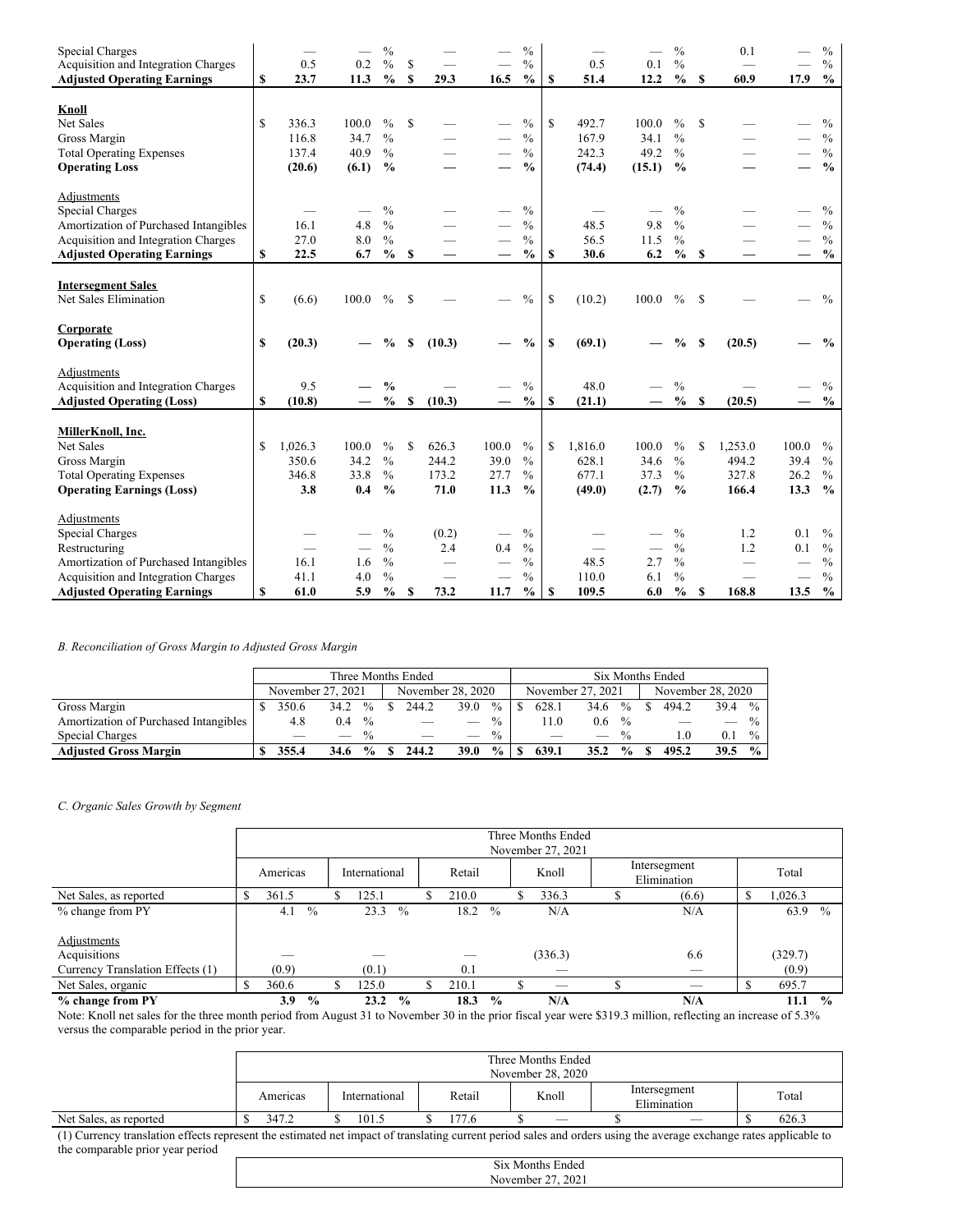| | Three Months Ended November 27, 2021 | | Three Months Ended November 28, 2020 | | Six Months Ended November 27, 2021 | | Six Months Ended November 28, 2020 | |
|---|---|---|---|---|---|---|---|---|
| Special Charges | — | — % | | — % | — | — % | 0.1 | — % |
| Acquisition and Integration Charges | 0.5 | 0.2 % | $ — | — % | 0.5 | 0.1 % | — | — % |
| **Adjusted Operating Earnings** | **$ 23.7** | **11.3 %** | **$ 29.3** | **16.5 %** | **$ 51.4** | **12.2 %** | **$ 60.9** | **17.9 %** |
| | | | | | | | | |
| **Knoll** | | | | | | | | |
| Net Sales | $ 336.3 | 100.0 % | $ — | — % | $ 492.7 | 100.0 % | $ — | — % |
| Gross Margin | 116.8 | 34.7 % | — | — % | 167.9 | 34.1 % | — | — % |
| Total Operating Expenses | 137.4 | 40.9 % | — | — % | 242.3 | 49.2 % | — | — % |
| **Operating Loss** | **(20.6)** | **(6.1) %** | **—** | **— %** | **(74.4)** | **(15.1) %** | **—** | **— %** |
| | | | | | | | | |
| Adjustments | | | | | | | | |
| Special Charges | — | — % | — | — % | — | — % | — | — % |
| Amortization of Purchased Intangibles | 16.1 | 4.8 % | — | — % | 48.5 | 9.8 % | — | — % |
| Acquisition and Integration Charges | 27.0 | 8.0 % | — | — % | 56.5 | 11.5 % | — | — % |
| **Adjusted Operating Earnings** | **$ 22.5** | **6.7 %** | **$ —** | **— %** | **$ 30.6** | **6.2 %** | **$ —** | **— %** |
| | | | | | | | | |
| **Intersegment Sales** | | | | | | | | |
| Net Sales Elimination | $ (6.6) | 100.0 % | $ — | — % | $ (10.2) | 100.0 % | $ — | — % |
| | | | | | | | | |
| **Corporate** | | | | | | | | |
| **Operating (Loss)** | **$ (20.3)** | **— %** | **$ (10.3)** | **— %** | **$ (69.1)** | **— %** | **$ (20.5)** | **— %** |
| | | | | | | | | |
| Adjustments | | | | | | | | |
| Acquisition and Integration Charges | 9.5 | — % | — | — % | 48.0 | — % | — | — % |
| **Adjusted Operating (Loss)** | **$ (10.8)** | **— %** | **$ (10.3)** | **— %** | **$ (21.1)** | **— %** | **$ (20.5)** | **— %** |
| | | | | | | | | |
| **MillerKnoll, Inc.** | | | | | | | | |
| Net Sales | $ 1,026.3 | 100.0 % | $ 626.3 | 100.0 % | $ 1,816.0 | 100.0 % | $ 1,253.0 | 100.0 % |
| Gross Margin | 350.6 | 34.2 % | 244.2 | 39.0 % | 628.1 | 34.6 % | 494.2 | 39.4 % |
| Total Operating Expenses | 346.8 | 33.8 % | 173.2 | 27.7 % | 677.1 | 37.3 % | 327.8 | 26.2 % |
| **Operating Earnings (Loss)** | **3.8** | **0.4 %** | **71.0** | **11.3 %** | **(49.0)** | **(2.7) %** | **166.4** | **13.3 %** |
| | | | | | | | | |
| Adjustments | | | | | | | | |
| Special Charges | — | — % | (0.2) | — % | — | — % | 1.2 | 0.1 % |
| Restructuring | — | — % | 2.4 | 0.4 % | — | — % | 1.2 | 0.1 % |
| Amortization of Purchased Intangibles | 16.1 | 1.6 % | — | — % | 48.5 | 2.7 % | — | — % |
| Acquisition and Integration Charges | 41.1 | 4.0 % | — | — % | 110.0 | 6.1 % | — | — % |
| **Adjusted Operating Earnings** | **$ 61.0** | **5.9 %** | **$ 73.2** | **11.7 %** | **$ 109.5** | **6.0 %** | **$ 168.8** | **13.5 %** |

*B. Reconciliation of Gross Margin to Adjusted Gross Margin*

| | Three Months Ended | | | | Six Months Ended | | | |
|---|---|---|---|---|---|---|---|---|
| | November 27, 2021 | | November 28, 2020 | | November 27, 2021 | | November 28, 2020 | |
| Gross Margin | $ 350.6 | 34.2 % | $ 244.2 | 39.0 % | $ 628.1 | 34.6 % | $ 494.2 | 39.4 % |
| Amortization of Purchased Intangibles | 4.8 | 0.4 % | — | — % | 11.0 | 0.6 % | — | — % |
| Special Charges | — | — % | — | — % | — | — % | 1.0 | 0.1 % |
| **Adjusted Gross Margin** | **$ 355.4** | **34.6 %** | **$ 244.2** | **39.0 %** | **$ 639.1** | **35.2 %** | **$ 495.2** | **39.5 %** |

*C. Organic Sales Growth by Segment*

| | Three Months Ended November 27, 2021 | | | | | |
|---|---|---|---|---|---|---|
| | Americas | International | Retail | Knoll | Intersegment Elimination | Total |
| Net Sales, as reported | $ 361.5 | $ 125.1 | $ 210.0 | $ 336.3 | $ (6.6) | $ 1,026.3 |
| % change from PY | 4.1 % | 23.3 % | 18.2 % | N/A | N/A | 63.9 % |
| | | | | | | |
| Adjustments | | | | | | |
| Acquisitions | — | — | — | (336.3) | 6.6 | (329.7) |
| Currency Translation Effects (1) | (0.9) | (0.1) | 0.1 | — | — | (0.9) |
| Net Sales, organic | $ 360.6 | $ 125.0 | $ 210.1 | $ — | $ — | $ 695.7 |
| **% change from PY** | **3.9 %** | **23.2 %** | **18.3 %** | **N/A** | **N/A** | **11.1 %** |

Note: Knoll net sales for the three month period from August 31 to November 30 in the prior fiscal year were $319.3 million, reflecting an increase of 5.3% versus the comparable period in the prior year.

| | Three Months Ended November 28, 2020 | | | | | |
|---|---|---|---|---|---|---|
| | Americas | International | Retail | Knoll | Intersegment Elimination | Total |
| Net Sales, as reported | $ 347.2 | $ 101.5 | $ 177.6 | $ — | $ — | $ 626.3 |

(1) Currency translation effects represent the estimated net impact of translating current period sales and orders using the average exchange rates applicable to the comparable prior year period

| | Six Months Ended November 27, 2021 |
|---|---|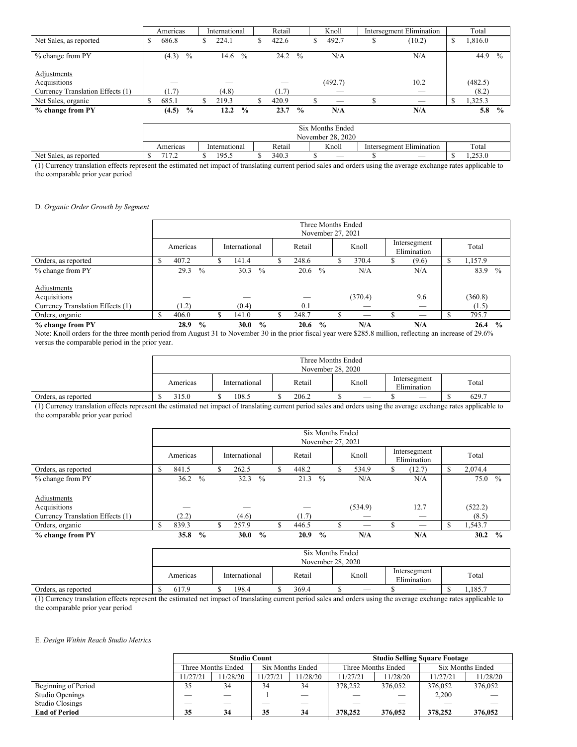| | Americas | International | Retail | Knoll | Intersegment Elimination | Total |
|---|---|---|---|---|---|---|
| Net Sales, as reported | $ 686.8 | $ 224.1 | $ 422.6 | $ 492.7 | $ (10.2) | $ 1,816.0 |
| % change from PY | (4.3) % | 14.6 % | 24.2 % | N/A | N/A | 44.9 % |
| Adjustments | | | | | | |
| Acquisitions | — | — | — | (492.7) | 10.2 | (482.5) |
| Currency Translation Effects (1) | (1.7) | (4.8) | (1.7) | — | — | (8.2) |
| Net Sales, organic | $ 685.1 | $ 219.3 | $ 420.9 | $ — | $ — | $ 1,325.3 |
| **% change from PY** | **(4.5) %** | **12.2 %** | **23.7 %** | **N/A** | **N/A** | **5.8 %** |

| | Six Months Ended November 28, 2020 | | | | | |
|---|---|---|---|---|---|---|
| | Americas | International | Retail | Knoll | Intersegment Elimination | Total |
| Net Sales, as reported | $ 717.2 | $ 195.5 | $ 340.3 | $ — | $ — | $ 1,253.0 |

(1) Currency translation effects represent the estimated net impact of translating current period sales and orders using the average exchange rates applicable to the comparable prior year period

D. *Organic Order Growth by Segment*

| | Three Months Ended November 27, 2021 | | | | | |
|---|---|---|---|---|---|---|
| | Americas | International | Retail | Knoll | Intersegment Elimination | Total |
| Orders, as reported | $ 407.2 | $ 141.4 | $ 248.6 | $ 370.4 | $ (9.6) | $ 1,157.9 |
| % change from PY | 29.3 % | 30.3 % | 20.6 % | N/A | N/A | 83.9 % |
| Adjustments | | | | | | |
| Acquisitions | — | — | — | (370.4) | 9.6 | (360.8) |
| Currency Translation Effects (1) | (1.2) | (0.4) | 0.1 | — | — | (1.5) |
| Orders, organic | $ 406.0 | $ 141.0 | $ 248.7 | $ — | $ — | $ 795.7 |
| **% change from PY** | **28.9 %** | **30.0 %** | **20.6 %** | **N/A** | **N/A** | **26.4 %** |

Note: Knoll orders for the three month period from August 31 to November 30 in the prior fiscal year were $285.8 million, reflecting an increase of 29.6% versus the comparable period in the prior year.

| | Three Months Ended November 28, 2020 | | | | | |
|---|---|---|---|---|---|---|
| | Americas | International | Retail | Knoll | Intersegment Elimination | Total |
| Orders, as reported | $ 315.0 | $ 108.5 | $ 206.2 | $ — | $ — | $ 629.7 |

(1) Currency translation effects represent the estimated net impact of translating current period sales and orders using the average exchange rates applicable to the comparable prior year period

| | Six Months Ended November 27, 2021 | | | | | |
|---|---|---|---|---|---|---|
| | Americas | International | Retail | Knoll | Intersegment Elimination | Total |
| Orders, as reported | $ 841.5 | $ 262.5 | $ 448.2 | $ 534.9 | $ (12.7) | $ 2,074.4 |
| % change from PY | 36.2 % | 32.3 % | 21.3 % | N/A | N/A | 75.0 % |
| Adjustments | | | | | | |
| Acquisitions | — | — | — | (534.9) | 12.7 | (522.2) |
| Currency Translation Effects (1) | (2.2) | (4.6) | (1.7) | — | — | (8.5) |
| Orders, organic | $ 839.3 | $ 257.9 | $ 446.5 | $ — | $ — | $ 1,543.7 |
| **% change from PY** | **35.8 %** | **30.0 %** | **20.9 %** | **N/A** | **N/A** | **30.2 %** |

| | Six Months Ended November 28, 2020 | | | | | |
|---|---|---|---|---|---|---|
| | Americas | International | Retail | Knoll | Intersegment Elimination | Total |
| Orders, as reported | $ 617.9 | $ 198.4 | $ 369.4 | $ — | $ — | $ 1,185.7 |

(1) Currency translation effects represent the estimated net impact of translating current period sales and orders using the average exchange rates applicable to the comparable prior year period

E. *Design Within Reach Studio Metrics*

| | **Studio Count** | | | | **Studio Selling Square Footage** | | | |
|---|---|---|---|---|---|---|---|---|
| | Three Months Ended | | Six Months Ended | | Three Months Ended | | Six Months Ended | |
| | 11/27/21 | 11/28/20 | 11/27/21 | 11/28/20 | 11/27/21 | 11/28/20 | 11/27/21 | 11/28/20 |
| Beginning of Period | 35 | 34 | 34 | 34 | 378,252 | 376,052 | 376,052 | 376,052 |
| Studio Openings | — | — | 1 | — | — | — | 2,200 | — |
| Studio Closings | — | — | — | — | — | — | — | — |
| **End of Period** | **35** | **34** | **35** | **34** | **378,252** | **376,052** | **378,252** | **376,052** |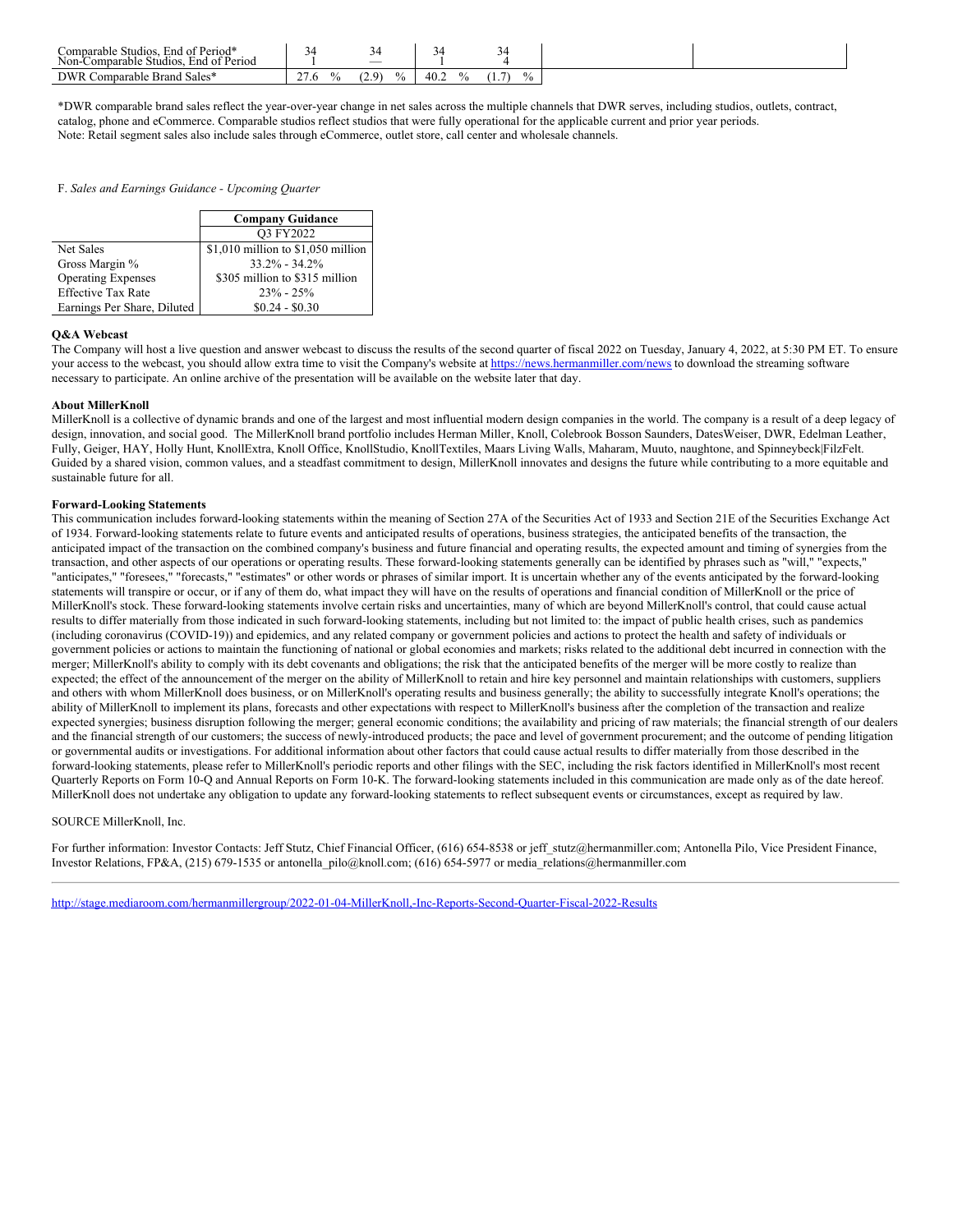| | | | | |
|---|---|---|---|---|
| Comparable Studios, End of Period* | 34 | 34 | 34 | 34 |
| Non-Comparable Studios, End of Period | 1 | — | 1 | 4 |
| DWR Comparable Brand Sales* | 27.6 % | (2.9) % | 40.2 % | (1.7) % |

*DWR comparable brand sales reflect the year-over-year change in net sales across the multiple channels that DWR serves, including studios, outlets, contract, catalog, phone and eCommerce. Comparable studios reflect studios that were fully operational for the applicable current and prior year periods.
Note: Retail segment sales also include sales through eCommerce, outlet store, call center and wholesale channels.

F. *Sales and Earnings Guidance - Upcoming Quarter*

| | Company Guidance |
|---|---|
| | Q3 FY2022 |
| Net Sales | $1,010 million to $1,050 million |
| Gross Margin % | 33.2% - 34.2% |
| Operating Expenses | $305 million to $315 million |
| Effective Tax Rate | 23% - 25% |
| Earnings Per Share, Diluted | $0.24 - $0.30 |

**Q&A Webcast**
The Company will host a live question and answer webcast to discuss the results of the second quarter of fiscal 2022 on Tuesday, January 4, 2022, at 5:30 PM ET. To ensure your access to the webcast, you should allow extra time to visit the Company's website at https://news.hermanmiller.com/news to download the streaming software necessary to participate. An online archive of the presentation will be available on the website later that day.

**About MillerKnoll**
MillerKnoll is a collective of dynamic brands and one of the largest and most influential modern design companies in the world. The company is a result of a deep legacy of design, innovation, and social good. The MillerKnoll brand portfolio includes Herman Miller, Knoll, Colebrook Bosson Saunders, DatesWeiser, DWR, Edelman Leather, Fully, Geiger, HAY, Holly Hunt, KnollExtra, Knoll Office, KnollStudio, KnollTextiles, Maars Living Walls, Maharam, Muuto, naughtone, and Spinneybeck|FilzFelt. Guided by a shared vision, common values, and a steadfast commitment to design, MillerKnoll innovates and designs the future while contributing to a more equitable and sustainable future for all.

**Forward-Looking Statements**
This communication includes forward-looking statements within the meaning of Section 27A of the Securities Act of 1933 and Section 21E of the Securities Exchange Act of 1934. Forward-looking statements relate to future events and anticipated results of operations, business strategies, the anticipated benefits of the transaction, the anticipated impact of the transaction on the combined company's business and future financial and operating results, the expected amount and timing of synergies from the transaction, and other aspects of our operations or operating results. These forward-looking statements generally can be identified by phrases such as "will," "expects," "anticipates," "foresees," "forecasts," "estimates" or other words or phrases of similar import. It is uncertain whether any of the events anticipated by the forward-looking statements will transpire or occur, or if any of them do, what impact they will have on the results of operations and financial condition of MillerKnoll or the price of MillerKnoll's stock. These forward-looking statements involve certain risks and uncertainties, many of which are beyond MillerKnoll's control, that could cause actual results to differ materially from those indicated in such forward-looking statements, including but not limited to: the impact of public health crises, such as pandemics (including coronavirus (COVID-19)) and epidemics, and any related company or government policies and actions to protect the health and safety of individuals or government policies or actions to maintain the functioning of national or global economies and markets; risks related to the additional debt incurred in connection with the merger; MillerKnoll's ability to comply with its debt covenants and obligations; the risk that the anticipated benefits of the merger will be more costly to realize than expected; the effect of the announcement of the merger on the ability of MillerKnoll to retain and hire key personnel and maintain relationships with customers, suppliers and others with whom MillerKnoll does business, or on MillerKnoll's operating results and business generally; the ability to successfully integrate Knoll's operations; the ability of MillerKnoll to implement its plans, forecasts and other expectations with respect to MillerKnoll's business after the completion of the transaction and realize expected synergies; business disruption following the merger; general economic conditions; the availability and pricing of raw materials; the financial strength of our dealers and the financial strength of our customers; the success of newly-introduced products; the pace and level of government procurement; and the outcome of pending litigation or governmental audits or investigations. For additional information about other factors that could cause actual results to differ materially from those described in the forward-looking statements, please refer to MillerKnoll's periodic reports and other filings with the SEC, including the risk factors identified in MillerKnoll's most recent Quarterly Reports on Form 10-Q and Annual Reports on Form 10-K. The forward-looking statements included in this communication are made only as of the date hereof. MillerKnoll does not undertake any obligation to update any forward-looking statements to reflect subsequent events or circumstances, except as required by law.

SOURCE MillerKnoll, Inc.

For further information: Investor Contacts: Jeff Stutz, Chief Financial Officer, (616) 654-8538 or jeff_stutz@hermanmiller.com; Antonella Pilo, Vice President Finance, Investor Relations, FP&A, (215) 679-1535 or antonella_pilo@knoll.com; (616) 654-5977 or media_relations@hermanmiller.com

---

http://stage.mediaroom.com/hermanmillergroup/2022-01-04-MillerKnoll,-Inc-Reports-Second-Quarter-Fiscal-2022-Results